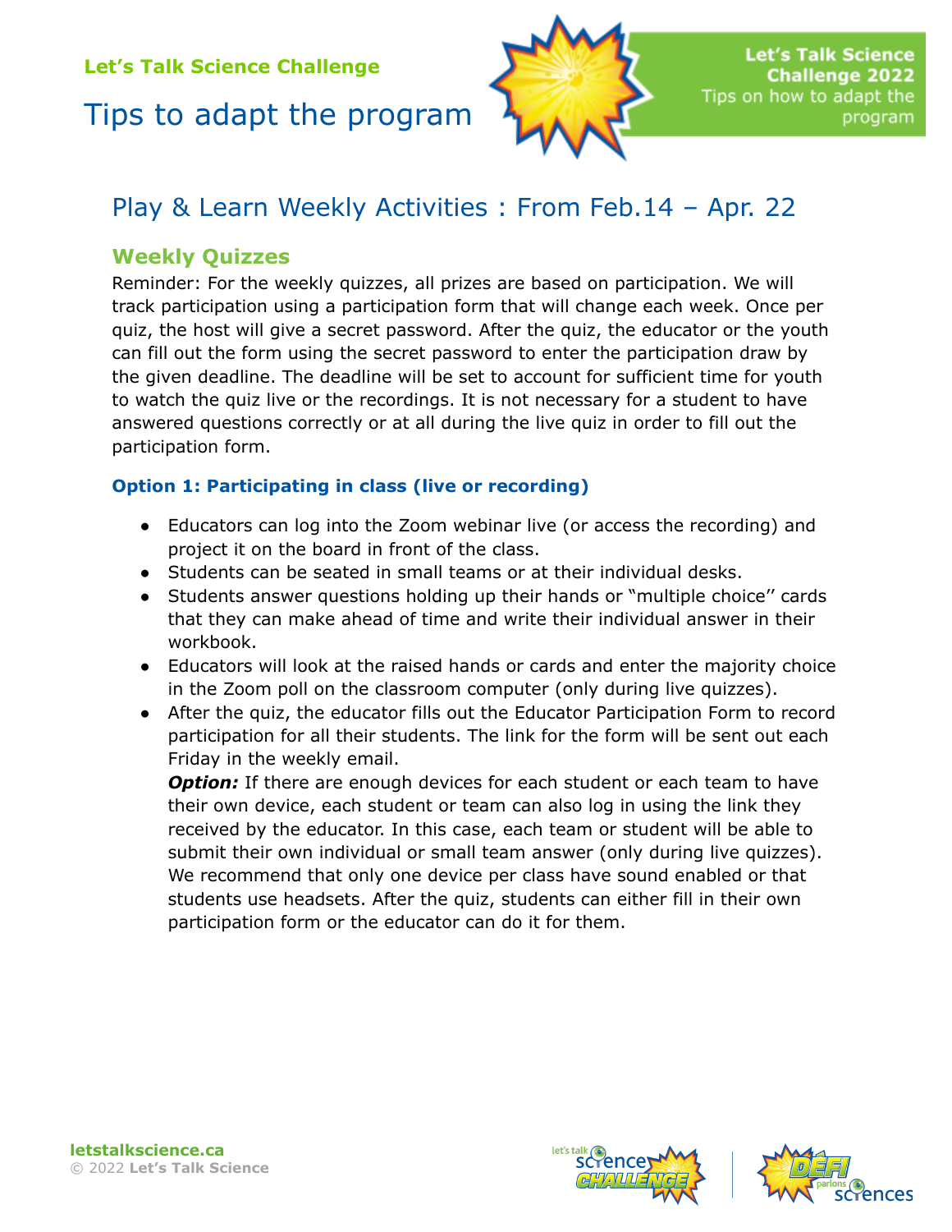Let's Talk Science Challenge

# Tips to adapt the program

**Let's Talk Science Challenge 2022**
Tips on how to adapt the program

## Play & Learn Weekly Activities : From Feb.14 – Apr. 22

### Weekly Quizzes

Reminder: For the weekly quizzes, all prizes are based on participation. We will track participation using a participation form that will change each week. Once per quiz, the host will give a secret password. After the quiz, the educator or the youth can fill out the form using the secret password to enter the participation draw by the given deadline. The deadline will be set to account for sufficient time for youth to watch the quiz live or the recordings. It is not necessary for a student to have answered questions correctly or at all during the live quiz in order to fill out the participation form.

#### Option 1: Participating in class (live or recording)

- Educators can log into the Zoom webinar live (or access the recording) and project it on the board in front of the class.
- Students can be seated in small teams or at their individual desks.
- Students answer questions holding up their hands or "multiple choice'' cards that they can make ahead of time and write their individual answer in their workbook.
- Educators will look at the raised hands or cards and enter the majority choice in the Zoom poll on the classroom computer (only during live quizzes).
- After the quiz, the educator fills out the Educator Participation Form to record participation for all their students. The link for the form will be sent out each Friday in the weekly email.

  ***Option:*** If there are enough devices for each student or each team to have their own device, each student or team can also log in using the link they received by the educator. In this case, each team or student will be able to submit their own individual or small team answer (only during live quizzes). We recommend that only one device per class have sound enabled or that students use headsets. After the quiz, students can either fill in their own participation form or the educator can do it for them.

**letstalkscience.ca**
© 2022 **Let's Talk Science**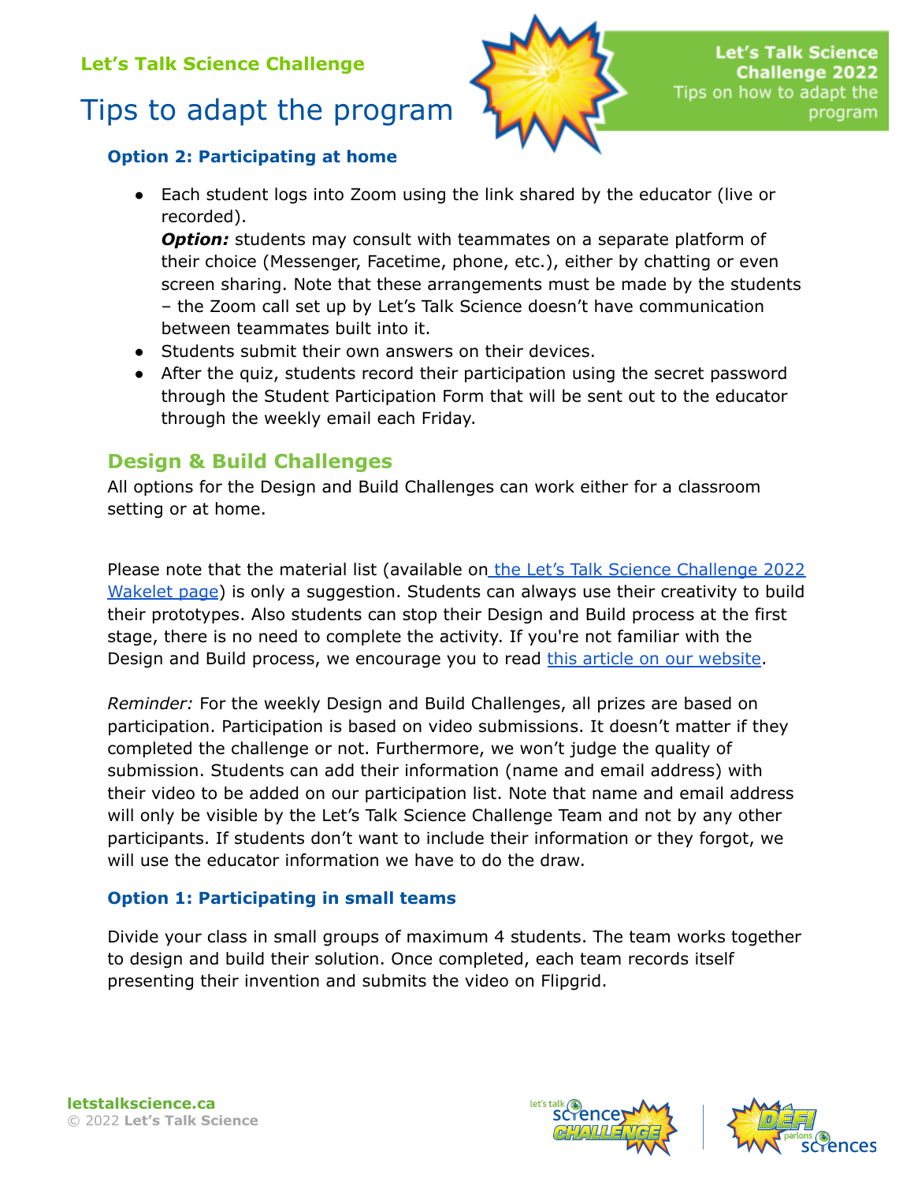**Option 2: Participating at home**

- Each student logs into Zoom using the link shared by the educator (live or recorded).
  ***Option:*** students may consult with teammates on a separate platform of their choice (Messenger, Facetime, phone, etc.), either by chatting or even screen sharing. Note that these arrangements must be made by the students – the Zoom call set up by Let's Talk Science doesn't have communication between teammates built into it.
- Students submit their own answers on their devices.
- After the quiz, students record their participation using the secret password through the Student Participation Form that will be sent out to the educator through the weekly email each Friday.

## Design & Build Challenges

All options for the Design and Build Challenges can work either for a classroom setting or at home.

Please note that the material list (available on [the Let's Talk Science Challenge 2022 Wakelet page]) is only a suggestion. Students can always use their creativity to build their prototypes. Also students can stop their Design and Build process at the first stage, there is no need to complete the activity. If you're not familiar with the Design and Build process, we encourage you to read [this article on our website].

*Reminder:* For the weekly Design and Build Challenges, all prizes are based on participation. Participation is based on video submissions. It doesn't matter if they completed the challenge or not. Furthermore, we won't judge the quality of submission. Students can add their information (name and email address) with their video to be added on our participation list. Note that name and email address will only be visible by the Let's Talk Science Challenge Team and not by any other participants. If students don't want to include their information or they forgot, we will use the educator information we have to do the draw.

**Option 1: Participating in small teams**

Divide your class in small groups of maximum 4 students. The team works together to design and build their solution. Once completed, each team records itself presenting their invention and submits the video on Flipgrid.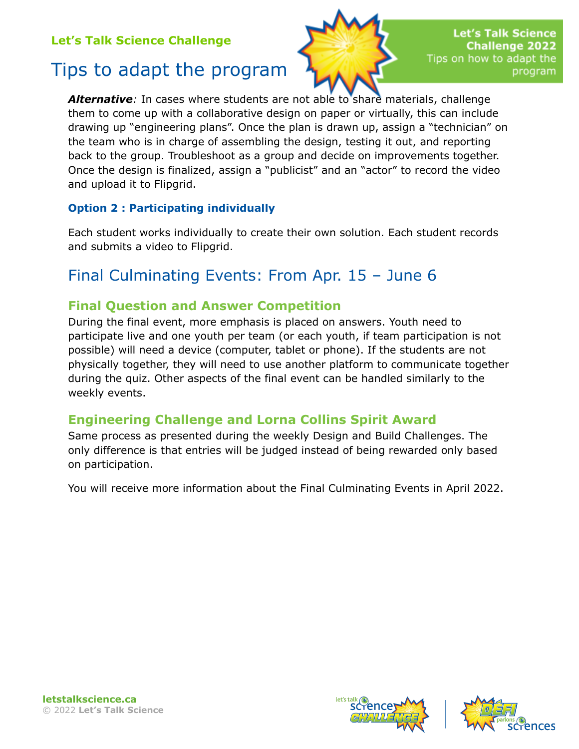***Alternative**:* In cases where students are not able to share materials, challenge them to come up with a collaborative design on paper or virtually, this can include drawing up "engineering plans". Once the plan is drawn up, assign a "technician" on the team who is in charge of assembling the design, testing it out, and reporting back to the group. Troubleshoot as a group and decide on improvements together. Once the design is finalized, assign a "publicist" and an "actor" to record the video and upload it to Flipgrid.

#### Option 2 : Participating individually

Each student works individually to create their own solution. Each student records and submits a video to Flipgrid.

## Final Culminating Events: From Apr. 15 – June 6

### Final Question and Answer Competition

During the final event, more emphasis is placed on answers. Youth need to participate live and one youth per team (or each youth, if team participation is not possible) will need a device (computer, tablet or phone). If the students are not physically together, they will need to use another platform to communicate together during the quiz. Other aspects of the final event can be handled similarly to the weekly events.

### Engineering Challenge and Lorna Collins Spirit Award

Same process as presented during the weekly Design and Build Challenges. The only difference is that entries will be judged instead of being rewarded only based on participation.

You will receive more information about the Final Culminating Events in April 2022.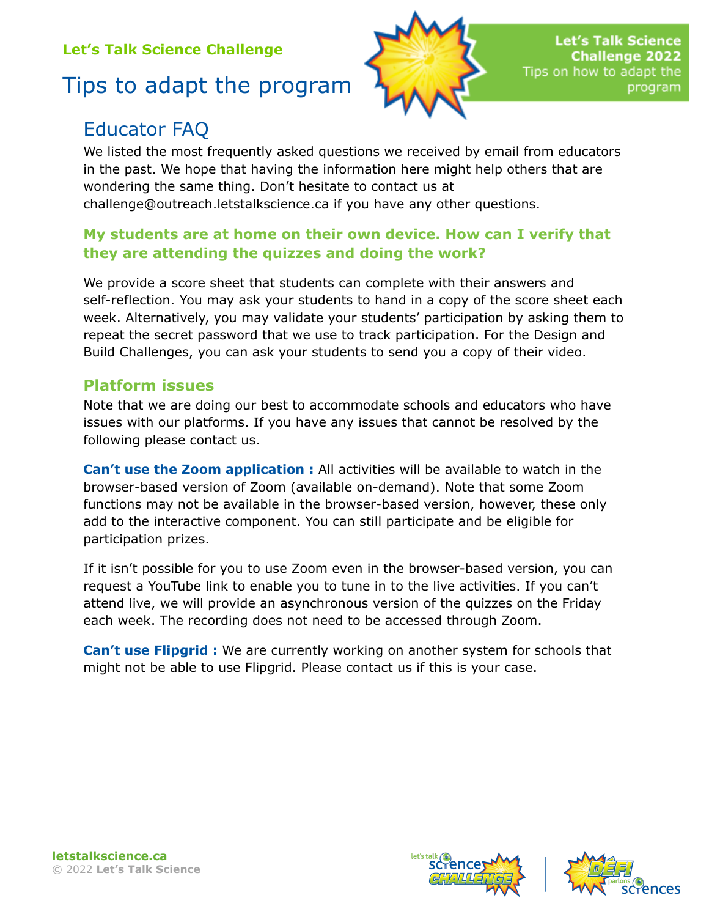**Let's Talk Science Challenge**

# Tips to adapt the program

## Educator FAQ

We listed the most frequently asked questions we received by email from educators in the past. We hope that having the information here might help others that are wondering the same thing. Don't hesitate to contact us at challenge@outreach.letstalkscience.ca if you have any other questions.

### My students are at home on their own device. How can I verify that they are attending the quizzes and doing the work?

We provide a score sheet that students can complete with their answers and self-reflection. You may ask your students to hand in a copy of the score sheet each week. Alternatively, you may validate your students' participation by asking them to repeat the secret password that we use to track participation. For the Design and Build Challenges, you can ask your students to send you a copy of their video.

### Platform issues

Note that we are doing our best to accommodate schools and educators who have issues with our platforms. If you have any issues that cannot be resolved by the following please contact us.

**Can't use the Zoom application :** All activities will be available to watch in the browser-based version of Zoom (available on-demand). Note that some Zoom functions may not be available in the browser-based version, however, these only add to the interactive component. You can still participate and be eligible for participation prizes.

If it isn't possible for you to use Zoom even in the browser-based version, you can request a YouTube link to enable you to tune in to the live activities. If you can't attend live, we will provide an asynchronous version of the quizzes on the Friday each week. The recording does not need to be accessed through Zoom.

**Can't use Flipgrid :** We are currently working on another system for schools that might not be able to use Flipgrid. Please contact us if this is your case.